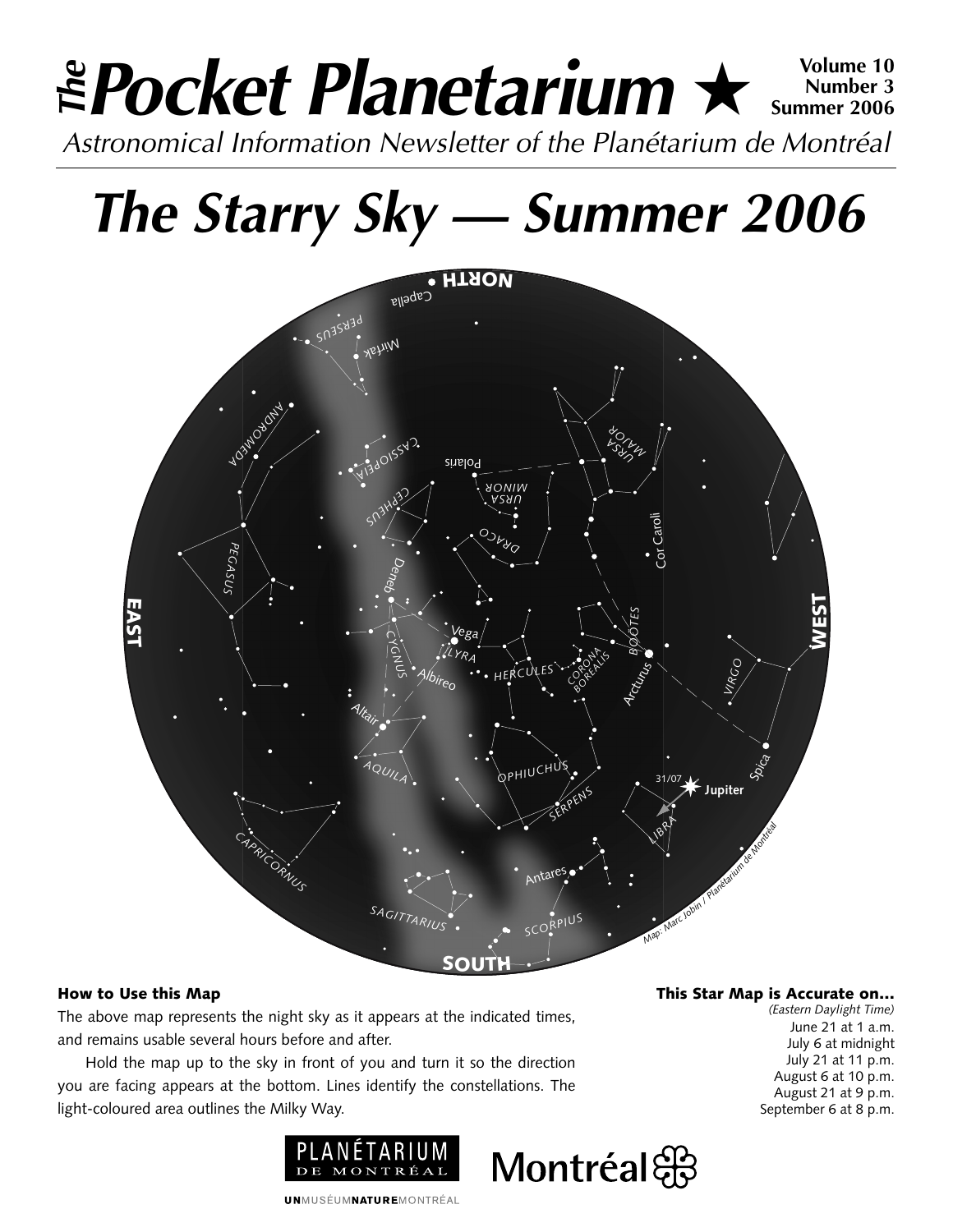# *The* Pocket Planetarium ★

**Volume 10**
**Number 3**
**Summer 2006**

*Astronomical Information Newsletter of the Planétarium de Montréal*

# *The Starry Sky — Summer 2006*

### How to Use this Map

The above map represents the night sky as it appears at the indicated times, and remains usable several hours before and after.

Hold the map up to the sky in front of you and turn it so the direction you are facing appears at the bottom. Lines identify the constellations. The light-coloured area outlines the Milky Way.

### This Star Map is Accurate on...

*(Eastern Daylight Time)*

June 21 at 1 a.m.
July 6 at midnight
July 21 at 11 p.m.
August 6 at 10 p.m.
August 21 at 9 p.m.
September 6 at 8 p.m.

PLANÉTARIUM DE MONTRÉAL

Montréal

UNMUSÉUMNATUREMONTRÉAL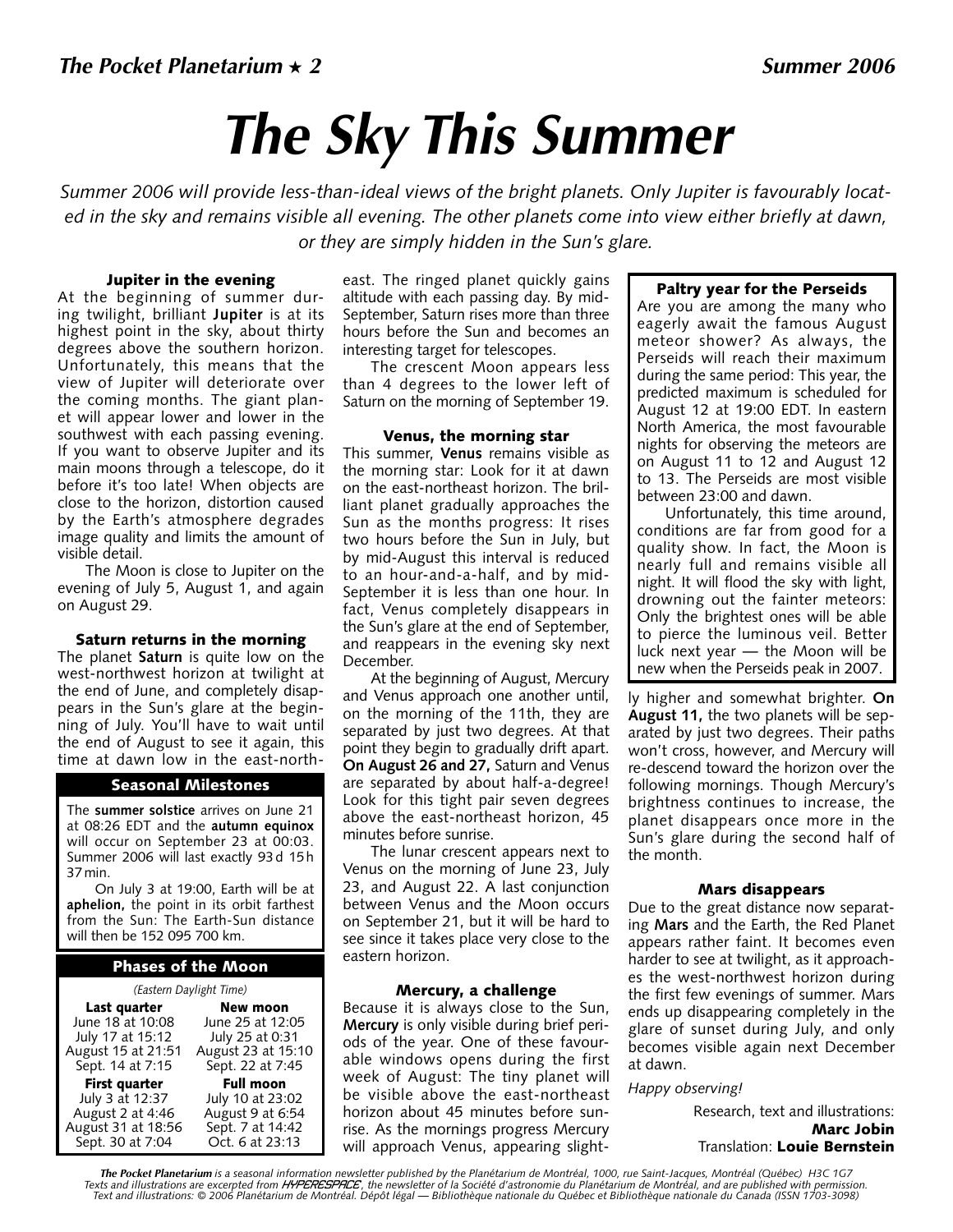# The Sky This Summer

*Summer 2006 will provide less-than-ideal views of the bright planets. Only Jupiter is favourably located in the sky and remains visible all evening. The other planets come into view either briefly at dawn, or they are simply hidden in the Sun's glare.*

### Jupiter in the evening

At the beginning of summer during twilight, brilliant **Jupiter** is at its highest point in the sky, about thirty degrees above the southern horizon. Unfortunately, this means that the view of Jupiter will deteriorate over the coming months. The giant planet will appear lower and lower in the southwest with each passing evening. If you want to observe Jupiter and its main moons through a telescope, do it before it's too late! When objects are close to the horizon, distortion caused by the Earth's atmosphere degrades image quality and limits the amount of visible detail.

The Moon is close to Jupiter on the evening of July 5, August 1, and again on August 29.

### Saturn returns in the morning

The planet **Saturn** is quite low on the west-northwest horizon at twilight at the end of June, and completely disappears in the Sun's glare at the beginning of July. You'll have to wait until the end of August to see it again, this time at dawn low in the east-northeast. The ringed planet quickly gains altitude with each passing day. By mid-September, Saturn rises more than three hours before the Sun and becomes an interesting target for telescopes.

The crescent Moon appears less than 4 degrees to the lower left of Saturn on the morning of September 19.

### Venus, the morning star

This summer, **Venus** remains visible as the morning star: Look for it at dawn on the east-northeast horizon. The brilliant planet gradually approaches the Sun as the months progress: It rises two hours before the Sun in July, but by mid-August this interval is reduced to an hour-and-a-half, and by mid-September it is less than one hour. In fact, Venus completely disappears in the Sun's glare at the end of September, and reappears in the evening sky next December.

At the beginning of August, Mercury and Venus approach one another until, on the morning of the 11th, they are separated by just two degrees. At that point they begin to gradually drift apart. **On August 26 and 27,** Saturn and Venus are separated by about half-a-degree! Look for this tight pair seven degrees above the east-northeast horizon, 45 minutes before sunrise.

The lunar crescent appears next to Venus on the morning of June 23, July 23, and August 22. A last conjunction between Venus and the Moon occurs on September 21, but it will be hard to see since it takes place very close to the eastern horizon.

### Mercury, a challenge

Because it is always close to the Sun, **Mercury** is only visible during brief periods of the year. One of these favourable windows opens during the first week of August: The tiny planet will be visible above the east-northeast horizon about 45 minutes before sunrise. As the mornings progress Mercury will approach Venus, appearing slightly higher and somewhat brighter. **On August 11,** the two planets will be separated by just two degrees. Their paths won't cross, however, and Mercury will re-descend toward the horizon over the following mornings. Though Mercury's brightness continues to increase, the planet disappears once more in the Sun's glare during the second half of the month.

### Mars disappears

Due to the great distance now separating **Mars** and the Earth, the Red Planet appears rather faint. It becomes even harder to see at twilight, as it approaches the west-northwest horizon during the first few evenings of summer. Mars ends up disappearing completely in the glare of sunset during July, and only becomes visible again next December at dawn.

*Happy observing!*

Research, text and illustrations: **Marc Jobin**
Translation: **Louie Bernstein**

### Seasonal Milestones

The **summer solstice** arrives on June 21 at 08:26 EDT and the **autumn equinox** will occur on September 23 at 00:03. Summer 2006 will last exactly 93 d 15 h 37 min.

On July 3 at 19:00, Earth will be at **aphelion,** the point in its orbit farthest from the Sun: The Earth-Sun distance will then be 152 095 700 km.

### Phases of the Moon

*(Eastern Daylight Time)*

| Last quarter | New moon |
|---|---|
| June 18 at 10:08 | June 25 at 12:05 |
| July 17 at 15:12 | July 25 at 0:31 |
| August 15 at 21:51 | August 23 at 15:10 |
| Sept. 14 at 7:15 | Sept. 22 at 7:45 |
| **First quarter** | **Full moon** |
| July 3 at 12:37 | July 10 at 23:02 |
| August 2 at 4:46 | August 9 at 6:54 |
| August 31 at 18:56 | Sept. 7 at 14:42 |
| Sept. 30 at 7:04 | Oct. 6 at 23:13 |

### Paltry year for the Perseids

Are you are among the many who eagerly await the famous August meteor shower? As always, the Perseids will reach their maximum during the same period: This year, the predicted maximum is scheduled for August 12 at 19:00 EDT. In eastern North America, the most favourable nights for observing the meteors are on August 11 to 12 and August 12 to 13. The Perseids are most visible between 23:00 and dawn.

Unfortunately, this time around, conditions are far from good for a quality show. In fact, the Moon is nearly full and remains visible all night. It will flood the sky with light, drowning out the fainter meteors: Only the brightest ones will be able to pierce the luminous veil. Better luck next year — the Moon will be new when the Perseids peak in 2007.

*The Pocket Planetarium is a seasonal information newsletter published by the Planétarium de Montréal, 1000, rue Saint-Jacques, Montréal (Québec) H3C 1G7. Texts and illustrations are excerpted from HYPERESPACE, the newsletter of la Société d'astronomie du Planétarium de Montréal, and are published with permission. Text and illustrations: © 2006 Planétarium de Montréal. Dépôt légal — Bibliothèque nationale du Québec et Bibliothèque nationale du Canada (ISSN 1703-3098)*